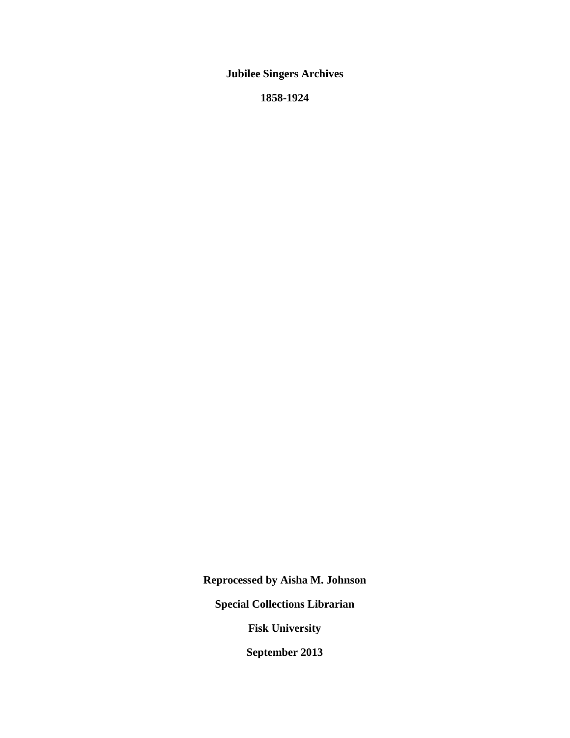**Jubilee Singers Archives**

**1858-1924**

**Reprocessed by Aisha M. Johnson**

**Special Collections Librarian**

**Fisk University**

**September 2013**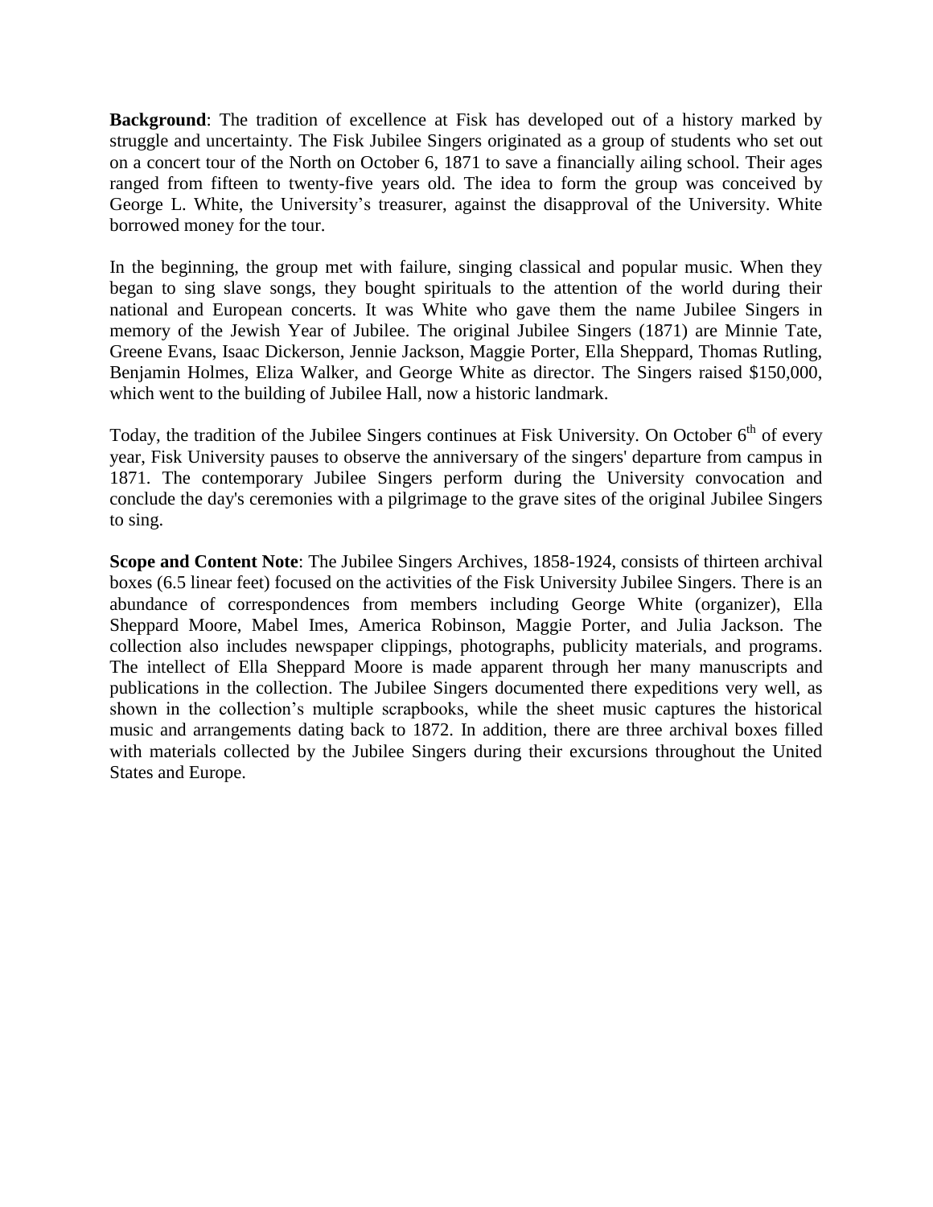**Background**: The tradition of excellence at Fisk has developed out of a history marked by struggle and uncertainty. The Fisk Jubilee Singers originated as a group of students who set out on a concert tour of the North on October 6, 1871 to save a financially ailing school. Their ages ranged from fifteen to twenty-five years old. The idea to form the group was conceived by George L. White, the University's treasurer, against the disapproval of the University. White borrowed money for the tour.

In the beginning, the group met with failure, singing classical and popular music. When they began to sing slave songs, they bought spirituals to the attention of the world during their national and European concerts. It was White who gave them the name Jubilee Singers in memory of the Jewish Year of Jubilee. The original Jubilee Singers (1871) are Minnie Tate, Greene Evans, Isaac Dickerson, Jennie Jackson, Maggie Porter, Ella Sheppard, Thomas Rutling, Benjamin Holmes, Eliza Walker, and George White as director. The Singers raised $150,000, which went to the building of Jubilee Hall, now a historic landmark.

Today, the tradition of the Jubilee Singers continues at Fisk University. On October 6th of every year, Fisk University pauses to observe the anniversary of the singers' departure from campus in 1871. The contemporary Jubilee Singers perform during the University convocation and conclude the day's ceremonies with a pilgrimage to the grave sites of the original Jubilee Singers to sing.

**Scope and Content Note**: The Jubilee Singers Archives, 1858-1924, consists of thirteen archival boxes (6.5 linear feet) focused on the activities of the Fisk University Jubilee Singers. There is an abundance of correspondences from members including George White (organizer), Ella Sheppard Moore, Mabel Imes, America Robinson, Maggie Porter, and Julia Jackson. The collection also includes newspaper clippings, photographs, publicity materials, and programs. The intellect of Ella Sheppard Moore is made apparent through her many manuscripts and publications in the collection. The Jubilee Singers documented there expeditions very well, as shown in the collection's multiple scrapbooks, while the sheet music captures the historical music and arrangements dating back to 1872. In addition, there are three archival boxes filled with materials collected by the Jubilee Singers during their excursions throughout the United States and Europe.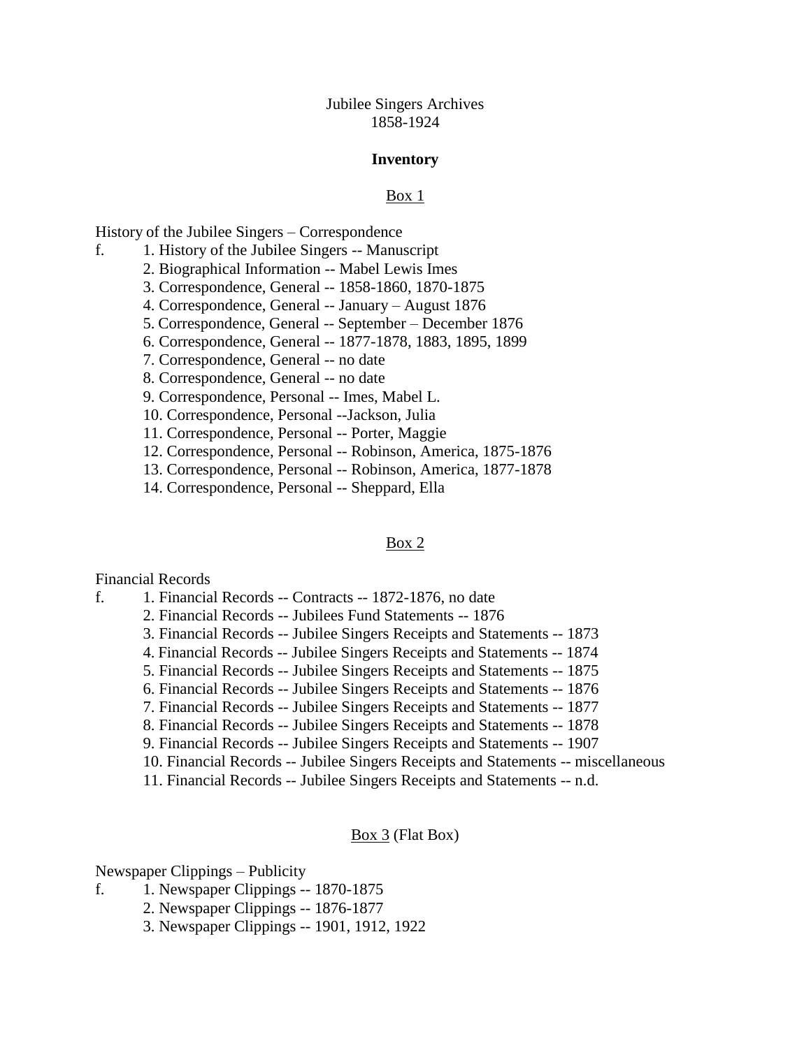Jubilee Singers Archives
1858-1924

**Inventory**

Box 1

History of the Jubilee Singers – Correspondence

f. 1. History of the Jubilee Singers -- Manuscript
2. Biographical Information -- Mabel Lewis Imes
3. Correspondence, General -- 1858-1860, 1870-1875
4. Correspondence, General -- January – August 1876
5. Correspondence, General -- September – December 1876
6. Correspondence, General -- 1877-1878, 1883, 1895, 1899
7. Correspondence, General -- no date
8. Correspondence, General -- no date
9. Correspondence, Personal -- Imes, Mabel L.
10. Correspondence, Personal --Jackson, Julia
11. Correspondence, Personal -- Porter, Maggie
12. Correspondence, Personal -- Robinson, America, 1875-1876
13. Correspondence, Personal -- Robinson, America, 1877-1878
14. Correspondence, Personal -- Sheppard, Ella

Box 2

Financial Records

f. 1. Financial Records -- Contracts -- 1872-1876, no date
2. Financial Records -- Jubilees Fund Statements -- 1876
3. Financial Records -- Jubilee Singers Receipts and Statements -- 1873
4. Financial Records -- Jubilee Singers Receipts and Statements -- 1874
5. Financial Records -- Jubilee Singers Receipts and Statements -- 1875
6. Financial Records -- Jubilee Singers Receipts and Statements -- 1876
7. Financial Records -- Jubilee Singers Receipts and Statements -- 1877
8. Financial Records -- Jubilee Singers Receipts and Statements -- 1878
9. Financial Records -- Jubilee Singers Receipts and Statements -- 1907
10. Financial Records -- Jubilee Singers Receipts and Statements -- miscellaneous
11. Financial Records -- Jubilee Singers Receipts and Statements -- n.d.

Box 3 (Flat Box)

Newspaper Clippings – Publicity

f. 1. Newspaper Clippings -- 1870-1875
2. Newspaper Clippings -- 1876-1877
3. Newspaper Clippings -- 1901, 1912, 1922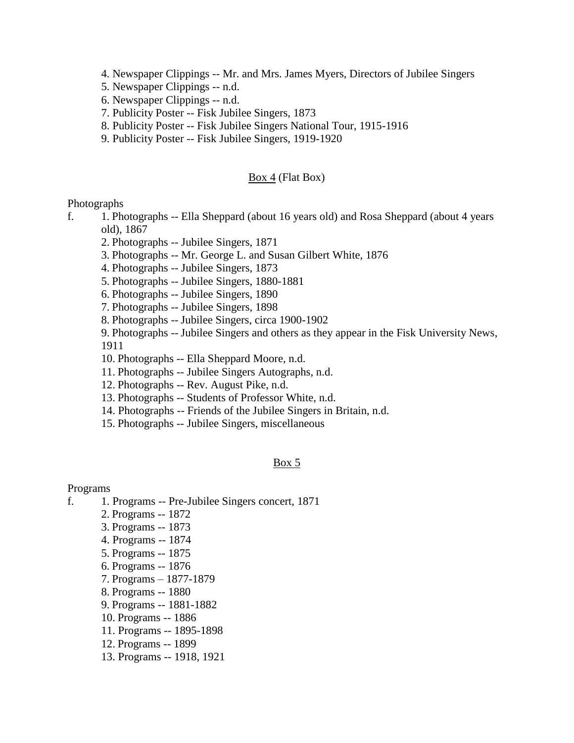4. Newspaper Clippings -- Mr. and Mrs. James Myers, Directors of Jubilee Singers
5. Newspaper Clippings -- n.d.
6. Newspaper Clippings -- n.d.
7. Publicity Poster -- Fisk Jubilee Singers, 1873
8. Publicity Poster -- Fisk Jubilee Singers National Tour, 1915-1916
9. Publicity Poster -- Fisk Jubilee Singers, 1919-1920

<u>Box 4</u> (Flat Box)

Photographs

f. 1. Photographs -- Ella Sheppard (about 16 years old) and Rosa Sheppard (about 4 years old), 1867
2. Photographs -- Jubilee Singers, 1871
3. Photographs -- Mr. George L. and Susan Gilbert White, 1876
4. Photographs -- Jubilee Singers, 1873
5. Photographs -- Jubilee Singers, 1880-1881
6. Photographs -- Jubilee Singers, 1890
7. Photographs -- Jubilee Singers, 1898
8. Photographs -- Jubilee Singers, circa 1900-1902
9. Photographs -- Jubilee Singers and others as they appear in the Fisk University News, 1911
10. Photographs -- Ella Sheppard Moore, n.d.
11. Photographs -- Jubilee Singers Autographs, n.d.
12. Photographs -- Rev. August Pike, n.d.
13. Photographs -- Students of Professor White, n.d.
14. Photographs -- Friends of the Jubilee Singers in Britain, n.d.
15. Photographs -- Jubilee Singers, miscellaneous

<u>Box 5</u>

Programs

f. 1. Programs -- Pre-Jubilee Singers concert, 1871
2. Programs -- 1872
3. Programs -- 1873
4. Programs -- 1874
5. Programs -- 1875
6. Programs -- 1876
7. Programs – 1877-1879
8. Programs -- 1880
9. Programs -- 1881-1882
10. Programs -- 1886
11. Programs -- 1895-1898
12. Programs -- 1899
13. Programs -- 1918, 1921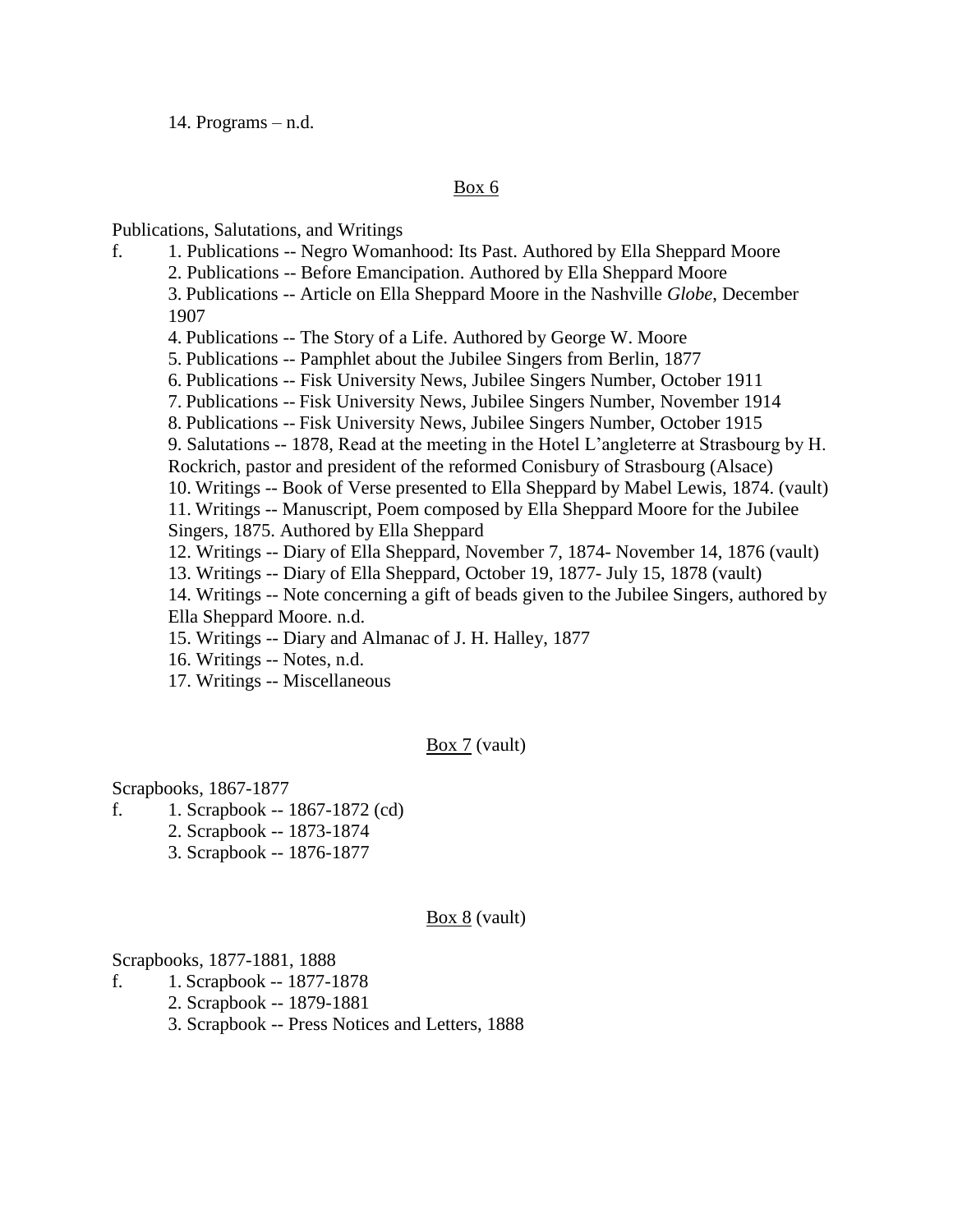14. Programs – n.d.

<u>Box 6</u>

Publications, Salutations, and Writings

f. 1. Publications -- Negro Womanhood: Its Past. Authored by Ella Sheppard Moore
2. Publications -- Before Emancipation. Authored by Ella Sheppard Moore
3. Publications -- Article on Ella Sheppard Moore in the Nashville *Globe*, December 1907
4. Publications -- The Story of a Life. Authored by George W. Moore
5. Publications -- Pamphlet about the Jubilee Singers from Berlin, 1877
6. Publications -- Fisk University News, Jubilee Singers Number, October 1911
7. Publications -- Fisk University News, Jubilee Singers Number, November 1914
8. Publications -- Fisk University News, Jubilee Singers Number, October 1915
9. Salutations -- 1878, Read at the meeting in the Hotel L'angleterre at Strasbourg by H. Rockrich, pastor and president of the reformed Conisbury of Strasbourg (Alsace)
10. Writings -- Book of Verse presented to Ella Sheppard by Mabel Lewis, 1874. (vault)
11. Writings -- Manuscript, Poem composed by Ella Sheppard Moore for the Jubilee Singers, 1875. Authored by Ella Sheppard
12. Writings -- Diary of Ella Sheppard, November 7, 1874- November 14, 1876 (vault)
13. Writings -- Diary of Ella Sheppard, October 19, 1877- July 15, 1878 (vault)
14. Writings -- Note concerning a gift of beads given to the Jubilee Singers, authored by Ella Sheppard Moore. n.d.
15. Writings -- Diary and Almanac of J. H. Halley, 1877
16. Writings -- Notes, n.d.
17. Writings -- Miscellaneous

<u>Box 7</u> (vault)

Scrapbooks, 1867-1877

f. 1. Scrapbook -- 1867-1872 (cd)
2. Scrapbook -- 1873-1874
3. Scrapbook -- 1876-1877

<u>Box 8</u> (vault)

Scrapbooks, 1877-1881, 1888

f. 1. Scrapbook -- 1877-1878
2. Scrapbook -- 1879-1881
3. Scrapbook -- Press Notices and Letters, 1888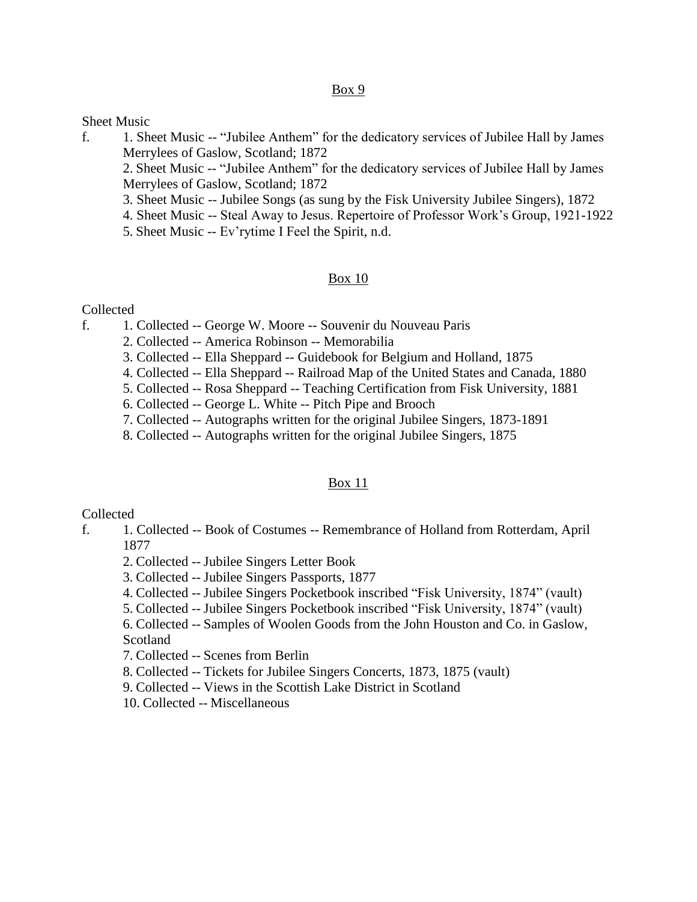## Box 9

Sheet Music

f.
1. Sheet Music -- "Jubilee Anthem" for the dedicatory services of Jubilee Hall by James Merrylees of Gaslow, Scotland; 1872
2. Sheet Music -- "Jubilee Anthem" for the dedicatory services of Jubilee Hall by James Merrylees of Gaslow, Scotland; 1872
3. Sheet Music -- Jubilee Songs (as sung by the Fisk University Jubilee Singers), 1872
4. Sheet Music -- Steal Away to Jesus. Repertoire of Professor Work's Group, 1921-1922
5. Sheet Music -- Ev'rytime I Feel the Spirit, n.d.

## Box 10

Collected

f.
1. Collected -- George W. Moore -- Souvenir du Nouveau Paris
2. Collected -- America Robinson -- Memorabilia
3. Collected -- Ella Sheppard -- Guidebook for Belgium and Holland, 1875
4. Collected -- Ella Sheppard -- Railroad Map of the United States and Canada, 1880
5. Collected -- Rosa Sheppard -- Teaching Certification from Fisk University, 1881
6. Collected -- George L. White -- Pitch Pipe and Brooch
7. Collected -- Autographs written for the original Jubilee Singers, 1873-1891
8. Collected -- Autographs written for the original Jubilee Singers, 1875

## Box 11

Collected

f.
1. Collected -- Book of Costumes -- Remembrance of Holland from Rotterdam, April 1877
2. Collected -- Jubilee Singers Letter Book
3. Collected -- Jubilee Singers Passports, 1877
4. Collected -- Jubilee Singers Pocketbook inscribed "Fisk University, 1874" (vault)
5. Collected -- Jubilee Singers Pocketbook inscribed "Fisk University, 1874" (vault)
6. Collected -- Samples of Woolen Goods from the John Houston and Co. in Gaslow, Scotland
7. Collected -- Scenes from Berlin
8. Collected -- Tickets for Jubilee Singers Concerts, 1873, 1875 (vault)
9. Collected -- Views in the Scottish Lake District in Scotland
10. Collected -- Miscellaneous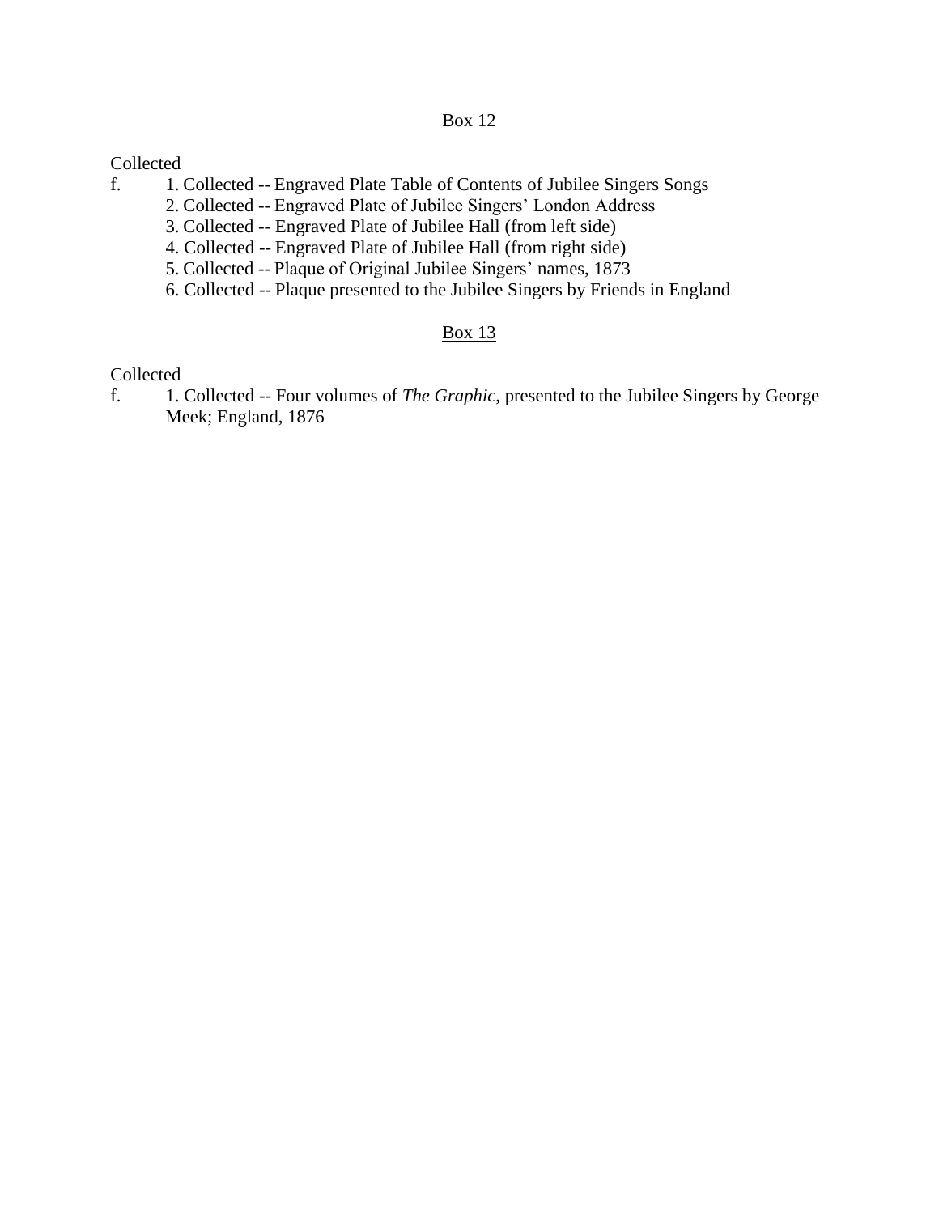Box 12

Collected

f. 1. Collected -- Engraved Plate Table of Contents of Jubilee Singers Songs
2. Collected -- Engraved Plate of Jubilee Singers' London Address
3. Collected -- Engraved Plate of Jubilee Hall (from left side)
4. Collected -- Engraved Plate of Jubilee Hall (from right side)
5. Collected -- Plaque of Original Jubilee Singers' names, 1873
6. Collected -- Plaque presented to the Jubilee Singers by Friends in England

Box 13

Collected

f. 1. Collected -- Four volumes of *The Graphic*, presented to the Jubilee Singers by George Meek; England, 1876